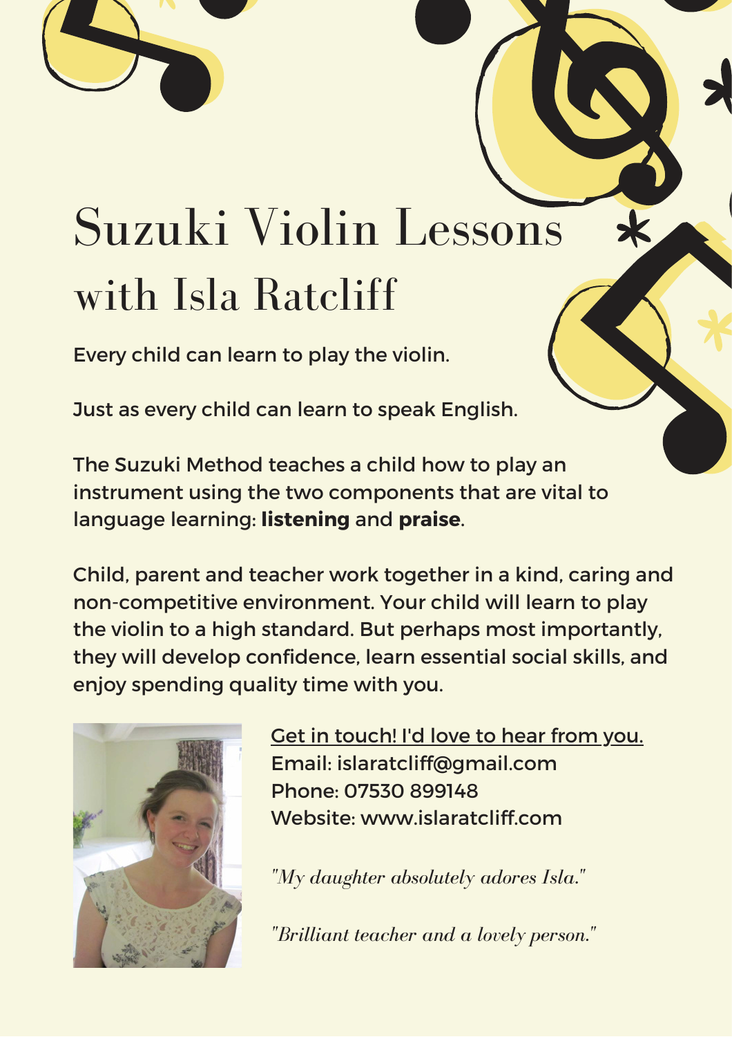# Suzuki Violin Lessons with Isla Ratcliff

Every child can learn to play the violin.

Just as every child can learn to speak English.

The Suzuki Method teaches a child how to play an instrument using the two components that are vital to language learning: **listening** and **praise**.

Child, parent and teacher work together in a kind, caring and non-competitive environment. Your child will learn to play the violin to a high standard. But perhaps most importantly, they will develop confidence, learn essential social skills, and enjoy spending quality time with you.

Get in touch! I'd love to hear from you.
Email: islaratcliff@gmail.com
Phone: 07530 899148
Website: www.islaratcliff.com

*"My daughter absolutely adores Isla."*

*"Brilliant teacher and a lovely person."*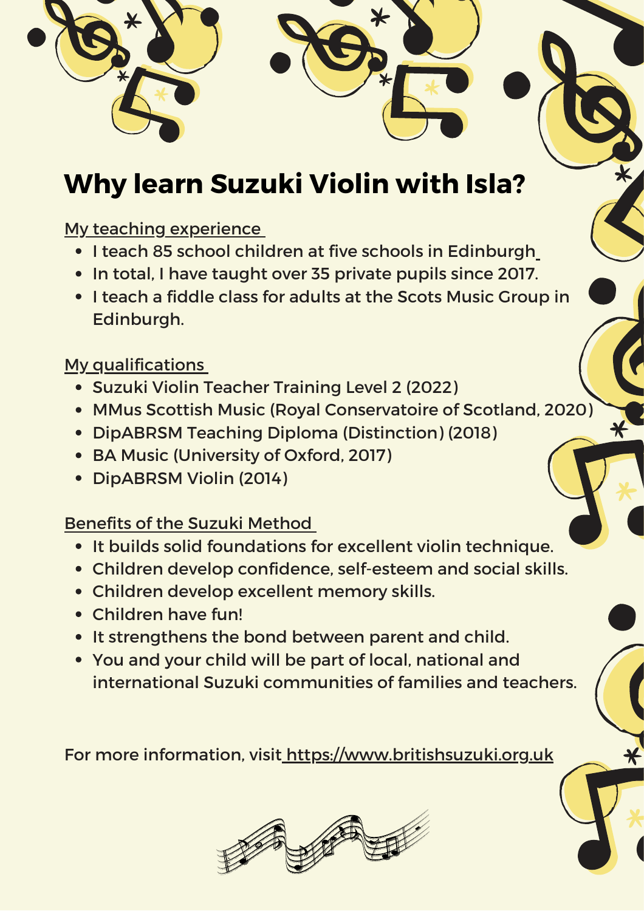# Why learn Suzuki Violin with Isla?

My teaching experience

- I teach 85 school children at five schools in Edinburgh
- In total, I have taught over 35 private pupils since 2017.
- I teach a fiddle class for adults at the Scots Music Group in Edinburgh.

My qualifications

- Suzuki Violin Teacher Training Level 2 (2022)
- MMus Scottish Music (Royal Conservatoire of Scotland, 2020)
- DipABRSM Teaching Diploma (Distinction) (2018)
- BA Music (University of Oxford, 2017)
- DipABRSM Violin (2014)

Benefits of the Suzuki Method

- It builds solid foundations for excellent violin technique.
- Children develop confidence, self-esteem and social skills.
- Children develop excellent memory skills.
- Children have fun!
- It strengthens the bond between parent and child.
- You and your child will be part of local, national and international Suzuki communities of families and teachers.

For more information, visit https://www.britishsuzuki.org.uk